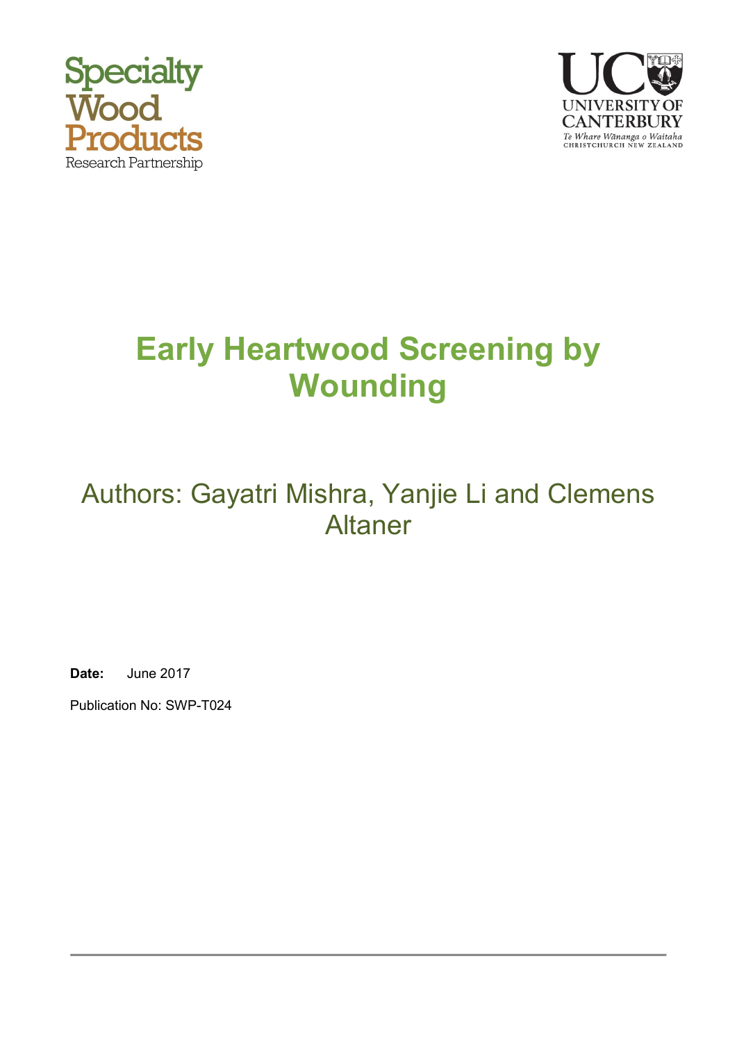Specialty Wood Products Research Partnership

UNIVERSITY OF CANTERBURY
Te Whare Wānanga o Waitaha
CHRISTCHURCH NEW ZEALAND

# Early Heartwood Screening by Wounding

## Authors: Gayatri Mishra, Yanjie Li and Clemens Altaner

**Date:** June 2017

Publication No: SWP-T024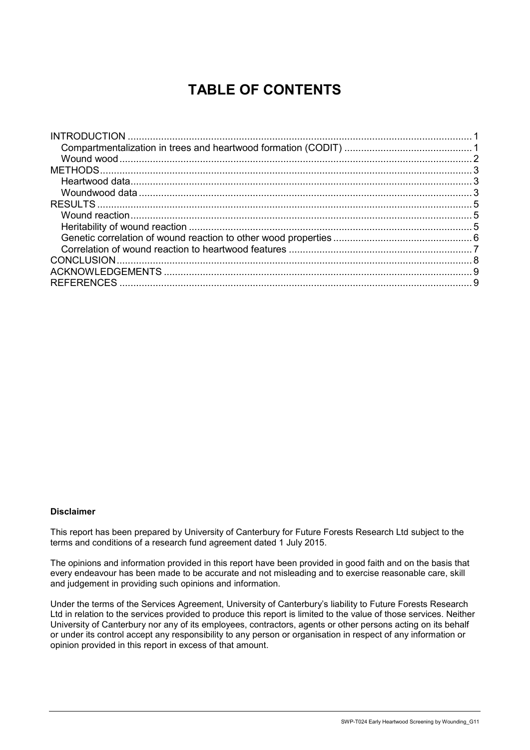# TABLE OF CONTENTS

INTRODUCTION ........................................................................................................................ 1
  Compartmentalization in trees and heartwood formation (CODIT) ............................................ 1
  Wound wood ........................................................................................................................ 2
METHODS ................................................................................................................................ 3
  Heartwood data ..................................................................................................................... 3
  Woundwood data .................................................................................................................. 3
RESULTS ................................................................................................................................. 5
  Wound reaction ..................................................................................................................... 5
  Heritability of wound reaction ................................................................................................ 5
  Genetic correlation of wound reaction to other wood properties ................................................ 6
  Correlation of wound reaction to heartwood features ................................................................ 7
CONCLUSION .......................................................................................................................... 8
ACKNOWLEDGEMENTS .......................................................................................................... 9
REFERENCES .......................................................................................................................... 9

**Disclaimer**

This report has been prepared by University of Canterbury for Future Forests Research Ltd subject to the terms and conditions of a research fund agreement dated 1 July 2015.

The opinions and information provided in this report have been provided in good faith and on the basis that every endeavour has been made to be accurate and not misleading and to exercise reasonable care, skill and judgement in providing such opinions and information.

Under the terms of the Services Agreement, University of Canterbury's liability to Future Forests Research Ltd in relation to the services provided to produce this report is limited to the value of those services. Neither University of Canterbury nor any of its employees, contractors, agents or other persons acting on its behalf or under its control accept any responsibility to any person or organisation in respect of any information or opinion provided in this report in excess of that amount.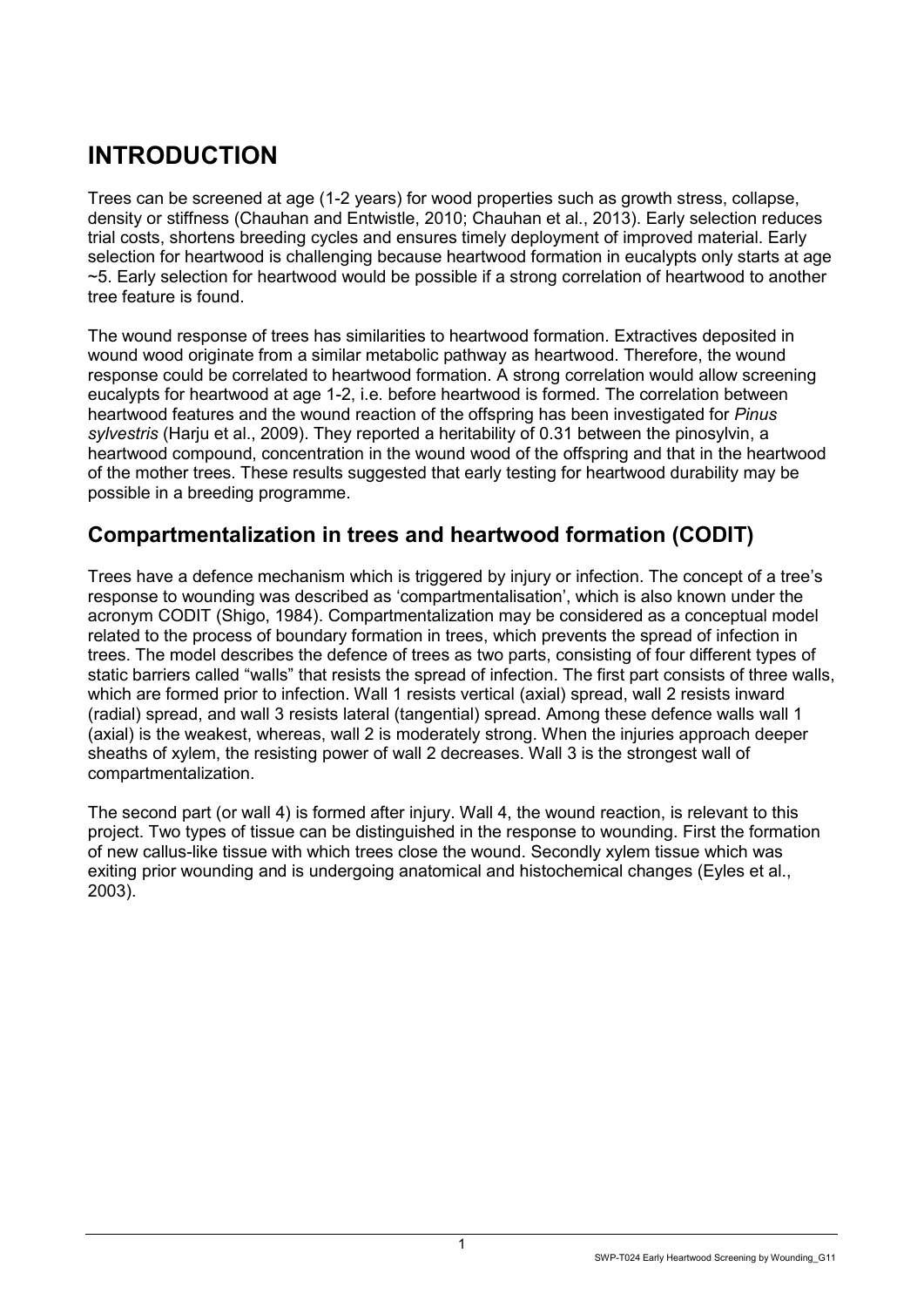# INTRODUCTION

Trees can be screened at age (1-2 years) for wood properties such as growth stress, collapse, density or stiffness (Chauhan and Entwistle, 2010; Chauhan et al., 2013). Early selection reduces trial costs, shortens breeding cycles and ensures timely deployment of improved material. Early selection for heartwood is challenging because heartwood formation in eucalypts only starts at age ~5. Early selection for heartwood would be possible if a strong correlation of heartwood to another tree feature is found.

The wound response of trees has similarities to heartwood formation. Extractives deposited in wound wood originate from a similar metabolic pathway as heartwood. Therefore, the wound response could be correlated to heartwood formation. A strong correlation would allow screening eucalypts for heartwood at age 1-2, i.e. before heartwood is formed. The correlation between heartwood features and the wound reaction of the offspring has been investigated for *Pinus sylvestris* (Harju et al., 2009). They reported a heritability of 0.31 between the pinosylvin, a heartwood compound, concentration in the wound wood of the offspring and that in the heartwood of the mother trees. These results suggested that early testing for heartwood durability may be possible in a breeding programme.

## Compartmentalization in trees and heartwood formation (CODIT)

Trees have a defence mechanism which is triggered by injury or infection. The concept of a tree's response to wounding was described as 'compartmentalisation', which is also known under the acronym CODIT (Shigo, 1984). Compartmentalization may be considered as a conceptual model related to the process of boundary formation in trees, which prevents the spread of infection in trees. The model describes the defence of trees as two parts, consisting of four different types of static barriers called "walls" that resists the spread of infection. The first part consists of three walls, which are formed prior to infection. Wall 1 resists vertical (axial) spread, wall 2 resists inward (radial) spread, and wall 3 resists lateral (tangential) spread. Among these defence walls wall 1 (axial) is the weakest, whereas, wall 2 is moderately strong. When the injuries approach deeper sheaths of xylem, the resisting power of wall 2 decreases. Wall 3 is the strongest wall of compartmentalization.

The second part (or wall 4) is formed after injury. Wall 4, the wound reaction, is relevant to this project. Two types of tissue can be distinguished in the response to wounding. First the formation of new callus-like tissue with which trees close the wound. Secondly xylem tissue which was exiting prior wounding and is undergoing anatomical and histochemical changes (Eyles et al., 2003).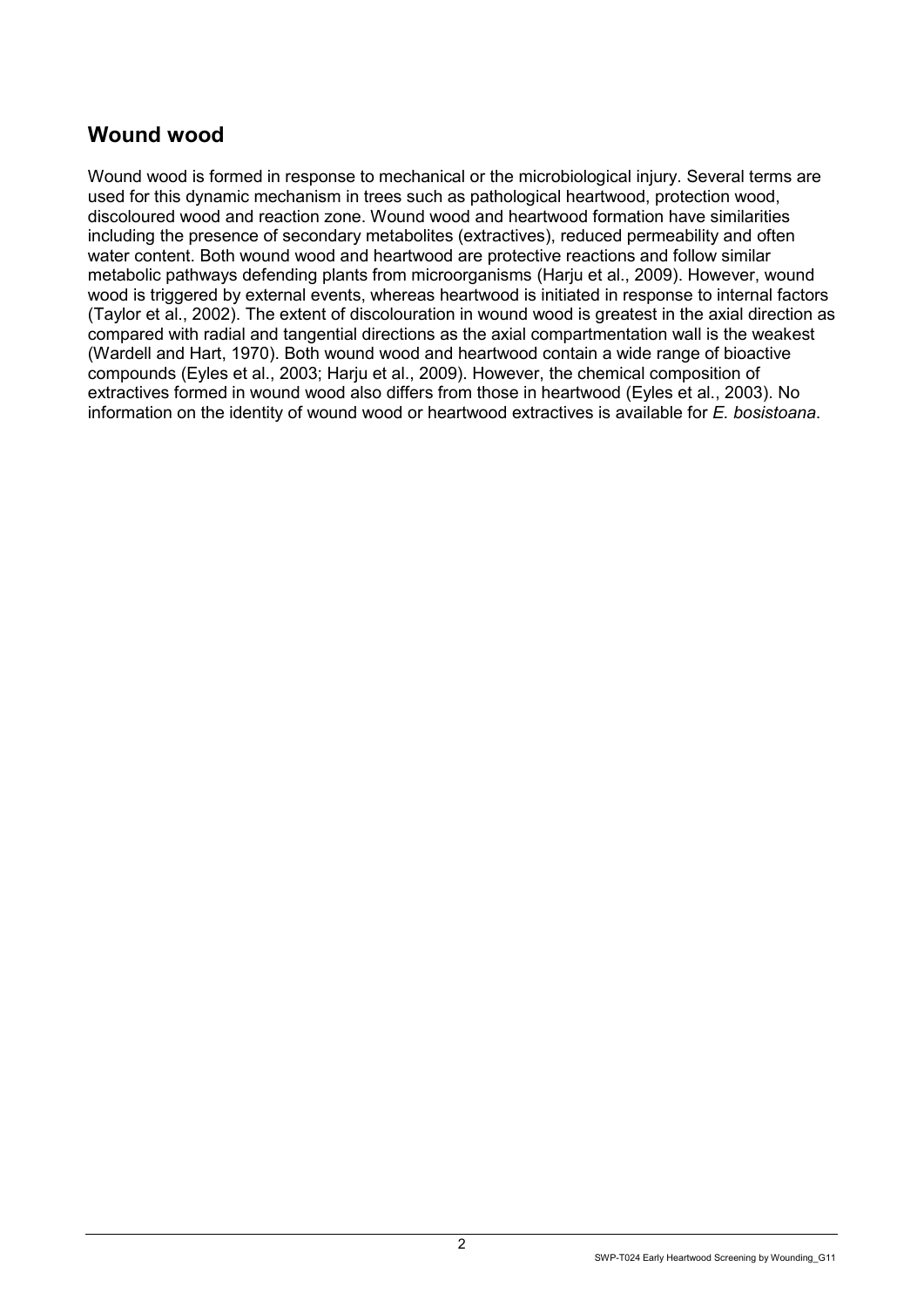## Wound wood

Wound wood is formed in response to mechanical or the microbiological injury. Several terms are used for this dynamic mechanism in trees such as pathological heartwood, protection wood, discoloured wood and reaction zone. Wound wood and heartwood formation have similarities including the presence of secondary metabolites (extractives), reduced permeability and often water content. Both wound wood and heartwood are protective reactions and follow similar metabolic pathways defending plants from microorganisms (Harju et al., 2009). However, wound wood is triggered by external events, whereas heartwood is initiated in response to internal factors (Taylor et al., 2002). The extent of discolouration in wound wood is greatest in the axial direction as compared with radial and tangential directions as the axial compartmentation wall is the weakest (Wardell and Hart, 1970). Both wound wood and heartwood contain a wide range of bioactive compounds (Eyles et al., 2003; Harju et al., 2009). However, the chemical composition of extractives formed in wound wood also differs from those in heartwood (Eyles et al., 2003). No information on the identity of wound wood or heartwood extractives is available for *E. bosistoana*.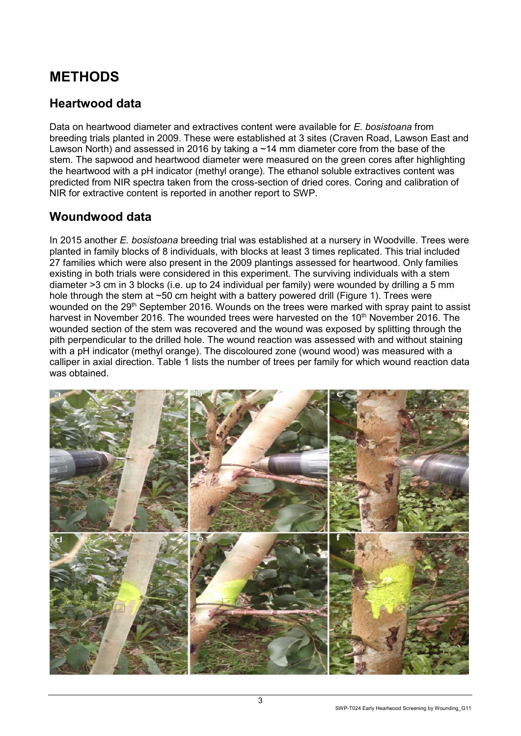# METHODS

## Heartwood data

Data on heartwood diameter and extractives content were available for *E. bosistoana* from breeding trials planted in 2009. These were established at 3 sites (Craven Road, Lawson East and Lawson North) and assessed in 2016 by taking a ~14 mm diameter core from the base of the stem. The sapwood and heartwood diameter were measured on the green cores after highlighting the heartwood with a pH indicator (methyl orange). The ethanol soluble extractives content was predicted from NIR spectra taken from the cross-section of dried cores. Coring and calibration of NIR for extractive content is reported in another report to SWP.

## Woundwood data

In 2015 another *E. bosistoana* breeding trial was established at a nursery in Woodville. Trees were planted in family blocks of 8 individuals, with blocks at least 3 times replicated. This trial included 27 families which were also present in the 2009 plantings assessed for heartwood. Only families existing in both trials were considered in this experiment. The surviving individuals with a stem diameter >3 cm in 3 blocks (i.e. up to 24 individual per family) were wounded by drilling a 5 mm hole through the stem at ~50 cm height with a battery powered drill (Figure 1). Trees were wounded on the 29th September 2016. Wounds on the trees were marked with spray paint to assist harvest in November 2016. The wounded trees were harvested on the 10th November 2016. The wounded section of the stem was recovered and the wound was exposed by splitting through the pith perpendicular to the drilled hole. The wound reaction was assessed with and without staining with a pH indicator (methyl orange). The discoloured zone (wound wood) was measured with a calliper in axial direction. Table 1 lists the number of trees per family for which wound reaction data was obtained.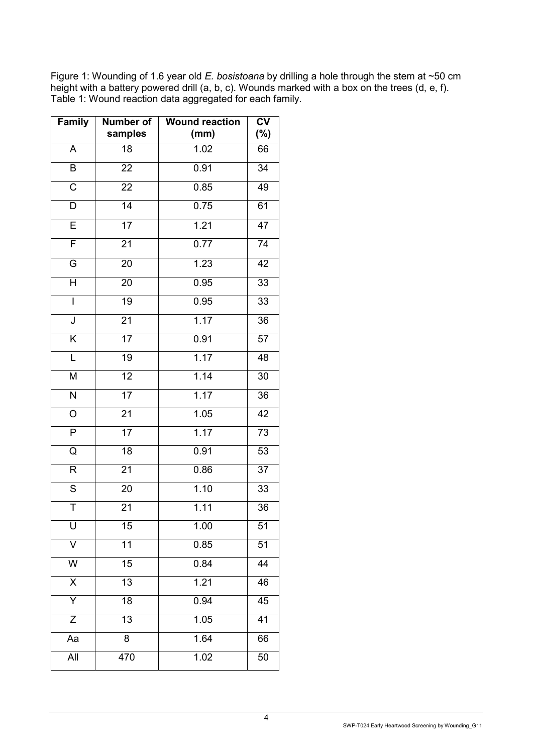Figure 1: Wounding of 1.6 year old *E. bosistoana* by drilling a hole through the stem at ~50 cm height with a battery powered drill (a, b, c). Wounds marked with a box on the trees (d, e, f).

Table 1: Wound reaction data aggregated for each family.

| Family | Number of samples | Wound reaction (mm) | CV (%) |
|---|---|---|---|
| A | 18 | 1.02 | 66 |
| B | 22 | 0.91 | 34 |
| C | 22 | 0.85 | 49 |
| D | 14 | 0.75 | 61 |
| E | 17 | 1.21 | 47 |
| F | 21 | 0.77 | 74 |
| G | 20 | 1.23 | 42 |
| H | 20 | 0.95 | 33 |
| I | 19 | 0.95 | 33 |
| J | 21 | 1.17 | 36 |
| K | 17 | 0.91 | 57 |
| L | 19 | 1.17 | 48 |
| M | 12 | 1.14 | 30 |
| N | 17 | 1.17 | 36 |
| O | 21 | 1.05 | 42 |
| P | 17 | 1.17 | 73 |
| Q | 18 | 0.91 | 53 |
| R | 21 | 0.86 | 37 |
| S | 20 | 1.10 | 33 |
| T | 21 | 1.11 | 36 |
| U | 15 | 1.00 | 51 |
| V | 11 | 0.85 | 51 |
| W | 15 | 0.84 | 44 |
| X | 13 | 1.21 | 46 |
| Y | 18 | 0.94 | 45 |
| Z | 13 | 1.05 | 41 |
| Aa | 8 | 1.64 | 66 |
| All | 470 | 1.02 | 50 |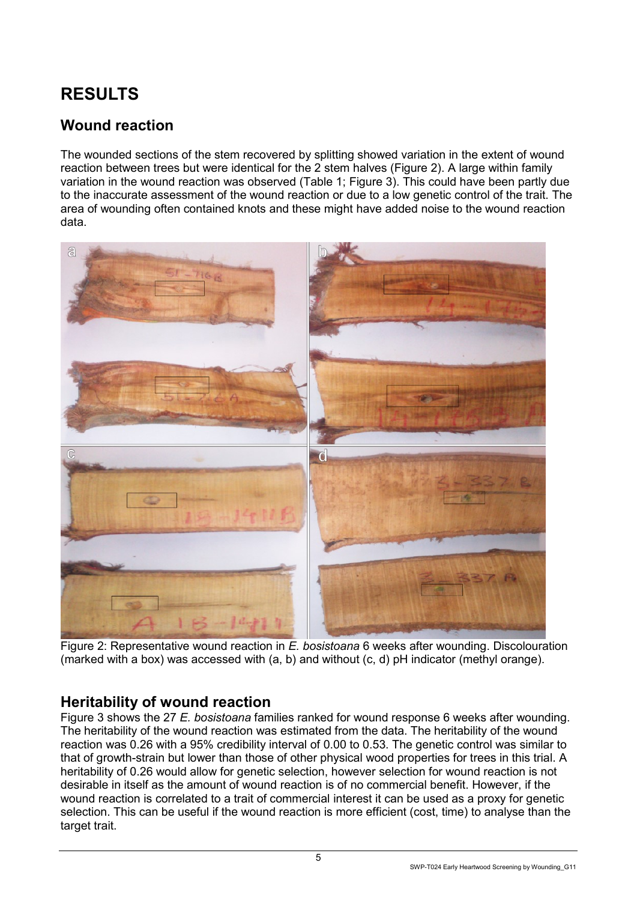# RESULTS

## Wound reaction

The wounded sections of the stem recovered by splitting showed variation in the extent of wound reaction between trees but were identical for the 2 stem halves (Figure 2). A large within family variation in the wound reaction was observed (Table 1; Figure 3). This could have been partly due to the inaccurate assessment of the wound reaction or due to a low genetic control of the trait. The area of wounding often contained knots and these might have added noise to the wound reaction data.

Figure 2: Representative wound reaction in *E. bosistoana* 6 weeks after wounding. Discolouration (marked with a box) was accessed with (a, b) and without (c, d) pH indicator (methyl orange).

## Heritability of wound reaction

Figure 3 shows the 27 *E. bosistoana* families ranked for wound response 6 weeks after wounding. The heritability of the wound reaction was estimated from the data. The heritability of the wound reaction was 0.26 with a 95% credibility interval of 0.00 to 0.53. The genetic control was similar to that of growth-strain but lower than those of other physical wood properties for trees in this trial. A heritability of 0.26 would allow for genetic selection, however selection for wound reaction is not desirable in itself as the amount of wound reaction is of no commercial benefit. However, if the wound reaction is correlated to a trait of commercial interest it can be used as a proxy for genetic selection. This can be useful if the wound reaction is more efficient (cost, time) to analyse than the target trait.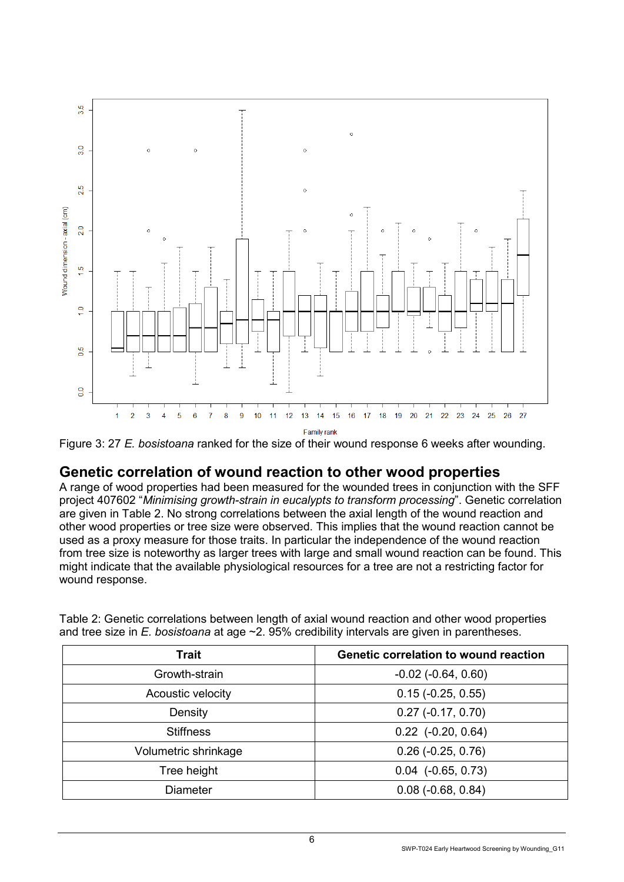Figure 3: 27 *E. bosistoana* ranked for the size of their wound response 6 weeks after wounding.

## Genetic correlation of wound reaction to other wood properties

A range of wood properties had been measured for the wounded trees in conjunction with the SFF project 407602 "*Minimising growth-strain in eucalypts to transform processing*". Genetic correlation are given in Table 2. No strong correlations between the axial length of the wound reaction and other wood properties or tree size were observed. This implies that the wound reaction cannot be used as a proxy measure for those traits. In particular the independence of the wound reaction from tree size is noteworthy as larger trees with large and small wound reaction can be found. This might indicate that the available physiological resources for a tree are not a restricting factor for wound response.

Table 2: Genetic correlations between length of axial wound reaction and other wood properties and tree size in *E. bosistoana* at age ~2. 95% credibility intervals are given in parentheses.

| Trait | Genetic correlation to wound reaction |
|---|---|
| Growth-strain | -0.02 (-0.64, 0.60) |
| Acoustic velocity | 0.15 (-0.25, 0.55) |
| Density | 0.27 (-0.17, 0.70) |
| Stiffness | 0.22 (-0.20, 0.64) |
| Volumetric shrinkage | 0.26 (-0.25, 0.76) |
| Tree height | 0.04 (-0.65, 0.73) |
| Diameter | 0.08 (-0.68, 0.84) |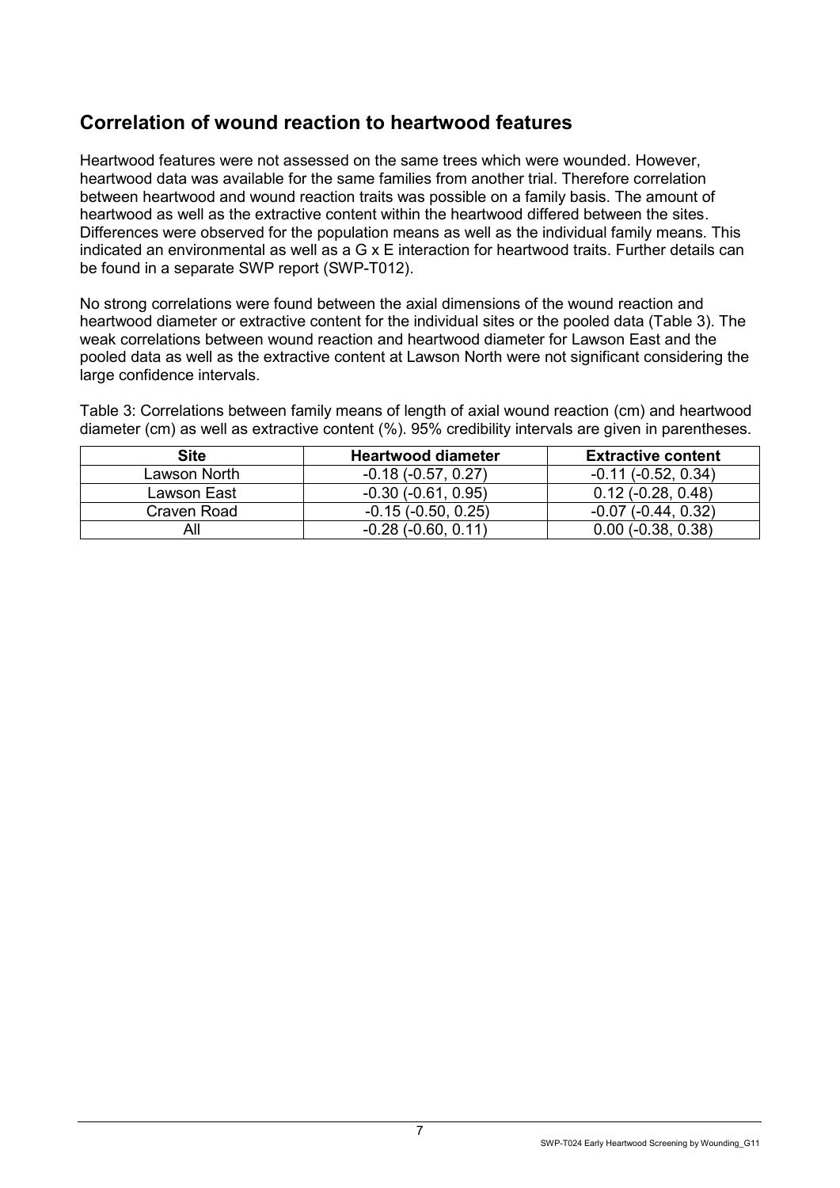## Correlation of wound reaction to heartwood features

Heartwood features were not assessed on the same trees which were wounded. However, heartwood data was available for the same families from another trial. Therefore correlation between heartwood and wound reaction traits was possible on a family basis. The amount of heartwood as well as the extractive content within the heartwood differed between the sites. Differences were observed for the population means as well as the individual family means. This indicated an environmental as well as a G x E interaction for heartwood traits. Further details can be found in a separate SWP report (SWP-T012).

No strong correlations were found between the axial dimensions of the wound reaction and heartwood diameter or extractive content for the individual sites or the pooled data (Table 3). The weak correlations between wound reaction and heartwood diameter for Lawson East and the pooled data as well as the extractive content at Lawson North were not significant considering the large confidence intervals.

Table 3: Correlations between family means of length of axial wound reaction (cm) and heartwood diameter (cm) as well as extractive content (%). 95% credibility intervals are given in parentheses.

| Site | Heartwood diameter | Extractive content |
|---|---|---|
| Lawson North | -0.18 (-0.57, 0.27) | -0.11 (-0.52, 0.34) |
| Lawson East | -0.30 (-0.61, 0.95) | 0.12 (-0.28, 0.48) |
| Craven Road | -0.15 (-0.50, 0.25) | -0.07 (-0.44, 0.32) |
| All | -0.28 (-0.60, 0.11) | 0.00 (-0.38, 0.38) |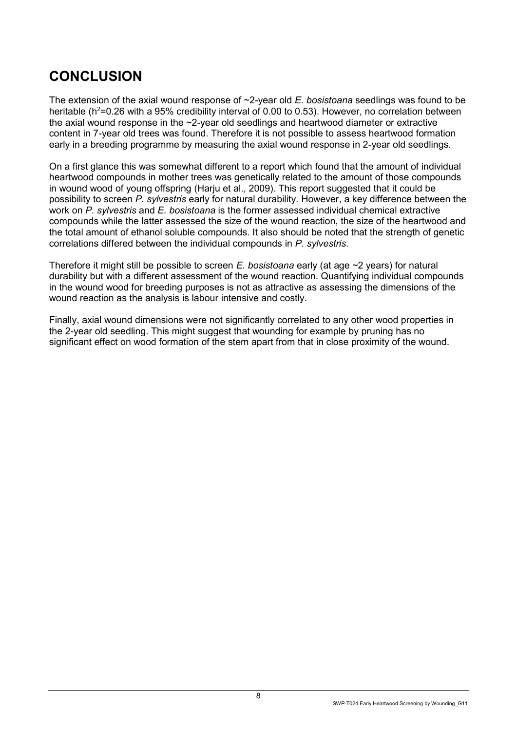# CONCLUSION

The extension of the axial wound response of ~2-year old *E. bosistoana* seedlings was found to be heritable ($h^2$=0.26 with a 95% credibility interval of 0.00 to 0.53). However, no correlation between the axial wound response in the ~2-year old seedlings and heartwood diameter or extractive content in 7-year old trees was found. Therefore it is not possible to assess heartwood formation early in a breeding programme by measuring the axial wound response in 2-year old seedlings.

On a first glance this was somewhat different to a report which found that the amount of individual heartwood compounds in mother trees was genetically related to the amount of those compounds in wound wood of young offspring (Harju et al., 2009). This report suggested that it could be possibility to screen *P. sylvestris* early for natural durability. However, a key difference between the work on *P. sylvestris* and *E. bosistoana* is the former assessed individual chemical extractive compounds while the latter assessed the size of the wound reaction, the size of the heartwood and the total amount of ethanol soluble compounds. It also should be noted that the strength of genetic correlations differed between the individual compounds in *P. sylvestris*.

Therefore it might still be possible to screen *E. bosistoana* early (at age ~2 years) for natural durability but with a different assessment of the wound reaction. Quantifying individual compounds in the wound wood for breeding purposes is not as attractive as assessing the dimensions of the wound reaction as the analysis is labour intensive and costly.

Finally, axial wound dimensions were not significantly correlated to any other wood properties in the 2-year old seedling. This might suggest that wounding for example by pruning has no significant effect on wood formation of the stem apart from that in close proximity of the wound.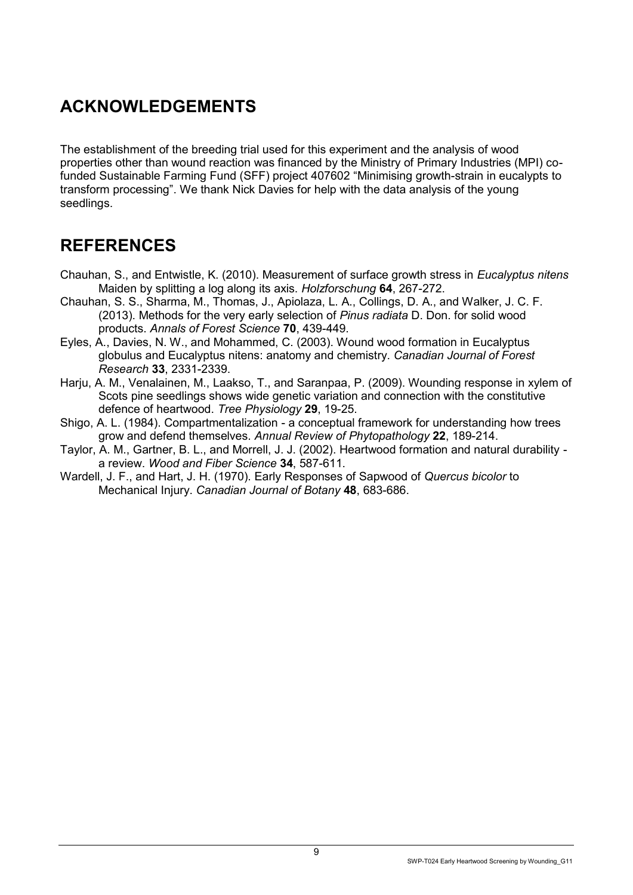## ACKNOWLEDGEMENTS

The establishment of the breeding trial used for this experiment and the analysis of wood properties other than wound reaction was financed by the Ministry of Primary Industries (MPI) co-funded Sustainable Farming Fund (SFF) project 407602 "Minimising growth-strain in eucalypts to transform processing". We thank Nick Davies for help with the data analysis of the young seedlings.

## REFERENCES

Chauhan, S., and Entwistle, K. (2010). Measurement of surface growth stress in *Eucalyptus nitens* Maiden by splitting a log along its axis. *Holzforschung* **64**, 267-272.

Chauhan, S. S., Sharma, M., Thomas, J., Apiolaza, L. A., Collings, D. A., and Walker, J. C. F. (2013). Methods for the very early selection of *Pinus radiata* D. Don. for solid wood products. *Annals of Forest Science* **70**, 439-449.

Eyles, A., Davies, N. W., and Mohammed, C. (2003). Wound wood formation in Eucalyptus globulus and Eucalyptus nitens: anatomy and chemistry. *Canadian Journal of Forest Research* **33**, 2331-2339.

Harju, A. M., Venalainen, M., Laakso, T., and Saranpaa, P. (2009). Wounding response in xylem of Scots pine seedlings shows wide genetic variation and connection with the constitutive defence of heartwood. *Tree Physiology* **29**, 19-25.

Shigo, A. L. (1984). Compartmentalization - a conceptual framework for understanding how trees grow and defend themselves. *Annual Review of Phytopathology* **22**, 189-214.

Taylor, A. M., Gartner, B. L., and Morrell, J. J. (2002). Heartwood formation and natural durability - a review. *Wood and Fiber Science* **34**, 587-611.

Wardell, J. F., and Hart, J. H. (1970). Early Responses of Sapwood of *Quercus bicolor* to Mechanical Injury. *Canadian Journal of Botany* **48**, 683-686.